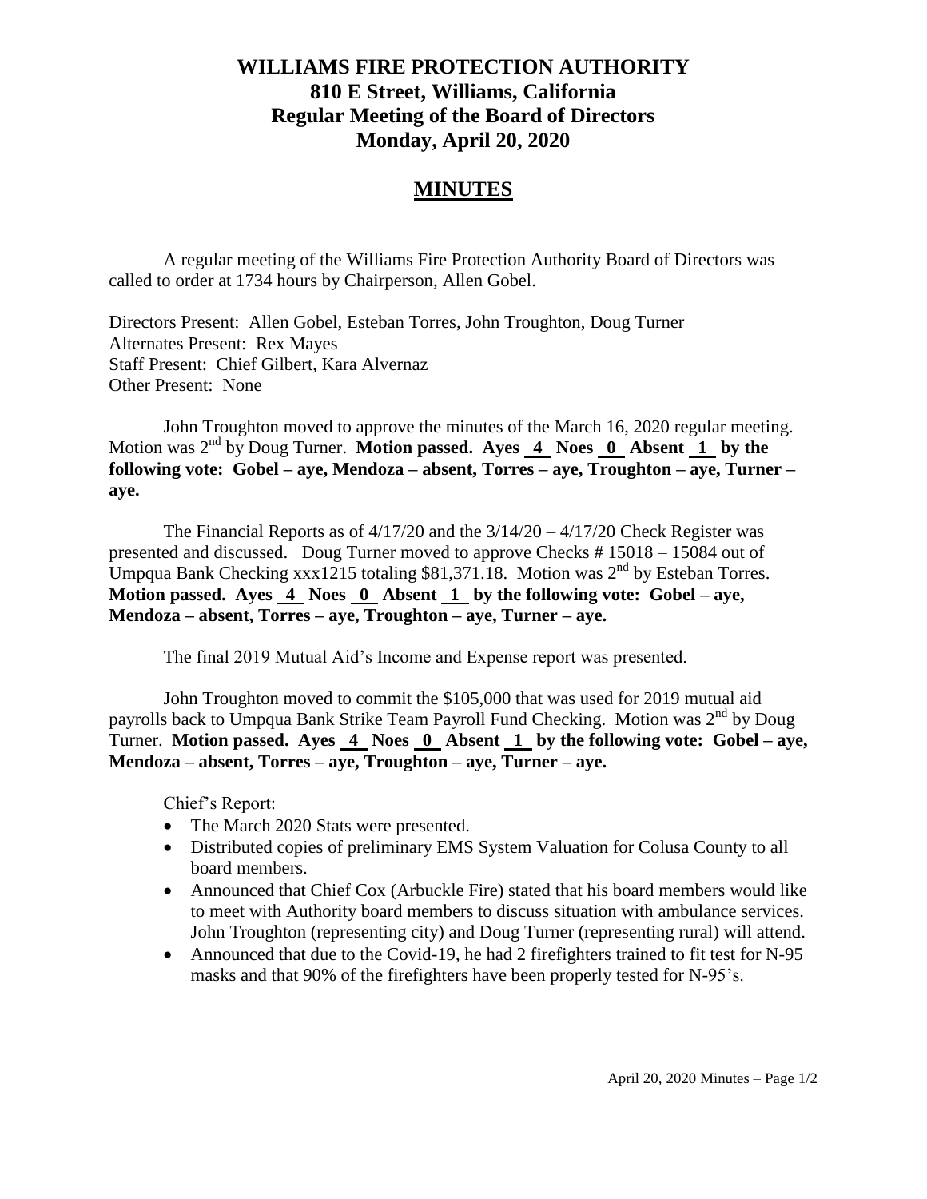# WILLIAMS FIRE PROTECTION AUTHORITY
## 810 E Street, Williams, California
## Regular Meeting of the Board of Directors
## Monday, April 20, 2020

## MINUTES

A regular meeting of the Williams Fire Protection Authority Board of Directors was called to order at 1734 hours by Chairperson, Allen Gobel.

Directors Present: Allen Gobel, Esteban Torres, John Troughton, Doug Turner
Alternates Present: Rex Mayes
Staff Present: Chief Gilbert, Kara Alvernaz
Other Present: None

John Troughton moved to approve the minutes of the March 16, 2020 regular meeting. Motion was 2nd by Doug Turner. **Motion passed. Ayes 4 Noes 0 Absent 1 by the following vote: Gobel – aye, Mendoza – absent, Torres – aye, Troughton – aye, Turner – aye.**

The Financial Reports as of 4/17/20 and the 3/14/20 – 4/17/20 Check Register was presented and discussed. Doug Turner moved to approve Checks # 15018 – 15084 out of Umpqua Bank Checking xxx1215 totaling $81,371.18. Motion was 2nd by Esteban Torres. **Motion passed. Ayes 4 Noes 0 Absent 1 by the following vote: Gobel – aye, Mendoza – absent, Torres – aye, Troughton – aye, Turner – aye.**

The final 2019 Mutual Aid's Income and Expense report was presented.

John Troughton moved to commit the $105,000 that was used for 2019 mutual aid payrolls back to Umpqua Bank Strike Team Payroll Fund Checking. Motion was 2nd by Doug Turner. **Motion passed. Ayes 4 Noes 0 Absent 1 by the following vote: Gobel – aye, Mendoza – absent, Torres – aye, Troughton – aye, Turner – aye.**

Chief's Report:

- The March 2020 Stats were presented.
- Distributed copies of preliminary EMS System Valuation for Colusa County to all board members.
- Announced that Chief Cox (Arbuckle Fire) stated that his board members would like to meet with Authority board members to discuss situation with ambulance services. John Troughton (representing city) and Doug Turner (representing rural) will attend.
- Announced that due to the Covid-19, he had 2 firefighters trained to fit test for N-95 masks and that 90% of the firefighters have been properly tested for N-95's.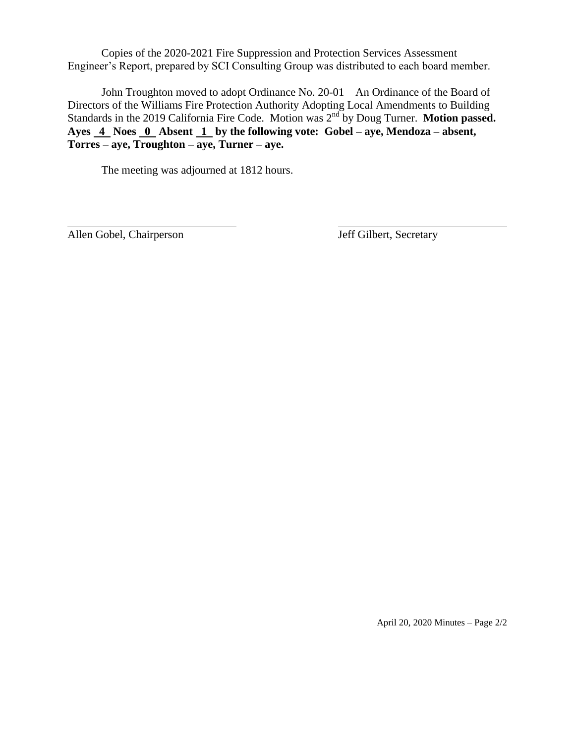Copies of the 2020-2021 Fire Suppression and Protection Services Assessment Engineer's Report, prepared by SCI Consulting Group was distributed to each board member.

John Troughton moved to adopt Ordinance No. 20-01 – An Ordinance of the Board of Directors of the Williams Fire Protection Authority Adopting Local Amendments to Building Standards in the 2019 California Fire Code. Motion was 2nd by Doug Turner. **Motion passed. Ayes 4 Noes 0 Absent 1 by the following vote: Gobel – aye, Mendoza – absent, Torres – aye, Troughton – aye, Turner – aye.**

The meeting was adjourned at 1812 hours.

Allen Gobel, Chairperson

Jeff Gilbert, Secretary